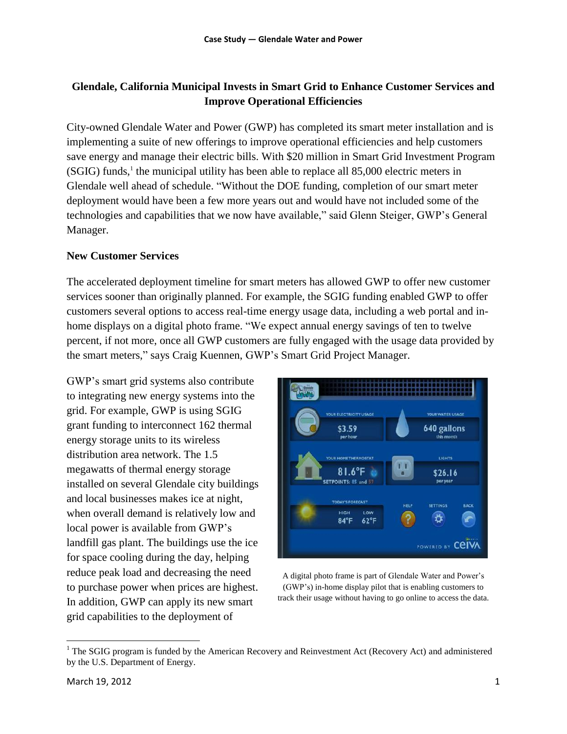# Glendale, California Municipal Invests in Smart Grid to Enhance Customer Services and Improve Operational Efficiencies

City-owned Glendale Water and Power (GWP) has completed its smart meter installation and is implementing a suite of new offerings to improve operational efficiencies and help customers save energy and manage their electric bills. With $20 million in Smart Grid Investment Program (SGIG) funds,[1] the municipal utility has been able to replace all 85,000 electric meters in Glendale well ahead of schedule. "Without the DOE funding, completion of our smart meter deployment would have been a few more years out and would have not included some of the technologies and capabilities that we now have available," said Glenn Steiger, GWP's General Manager.

## New Customer Services

The accelerated deployment timeline for smart meters has allowed GWP to offer new customer services sooner than originally planned. For example, the SGIG funding enabled GWP to offer customers several options to access real-time energy usage data, including a web portal and in-home displays on a digital photo frame. "We expect annual energy savings of ten to twelve percent, if not more, once all GWP customers are fully engaged with the usage data provided by the smart meters," says Craig Kuennen, GWP's Smart Grid Project Manager.

GWP's smart grid systems also contribute to integrating new energy systems into the grid. For example, GWP is using SGIG grant funding to interconnect 162 thermal energy storage units to its wireless distribution area network. The 1.5 megawatts of thermal energy storage installed on several Glendale city buildings and local businesses makes ice at night, when overall demand is relatively low and local power is available from GWP's landfill gas plant. The buildings use the ice for space cooling during the day, helping reduce peak load and decreasing the need to purchase power when prices are highest. In addition, GWP can apply its new smart grid capabilities to the deployment of

A digital photo frame is part of Glendale Water and Power's (GWP's) in-home display pilot that is enabling customers to track their usage without having to go online to access the data.

[1] The SGIG program is funded by the American Recovery and Reinvestment Act (Recovery Act) and administered by the U.S. Department of Energy.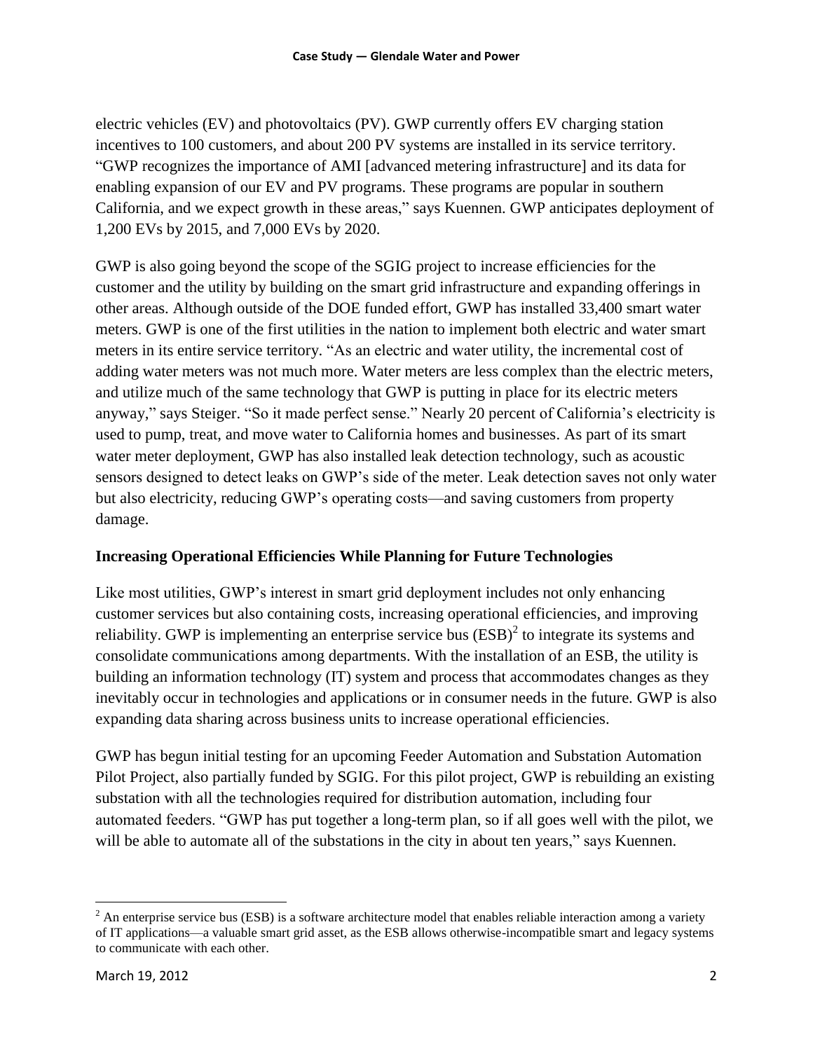electric vehicles (EV) and photovoltaics (PV). GWP currently offers EV charging station incentives to 100 customers, and about 200 PV systems are installed in its service territory. "GWP recognizes the importance of AMI [advanced metering infrastructure] and its data for enabling expansion of our EV and PV programs. These programs are popular in southern California, and we expect growth in these areas," says Kuennen. GWP anticipates deployment of 1,200 EVs by 2015, and 7,000 EVs by 2020.

GWP is also going beyond the scope of the SGIG project to increase efficiencies for the customer and the utility by building on the smart grid infrastructure and expanding offerings in other areas. Although outside of the DOE funded effort, GWP has installed 33,400 smart water meters. GWP is one of the first utilities in the nation to implement both electric and water smart meters in its entire service territory. "As an electric and water utility, the incremental cost of adding water meters was not much more. Water meters are less complex than the electric meters, and utilize much of the same technology that GWP is putting in place for its electric meters anyway," says Steiger. "So it made perfect sense." Nearly 20 percent of California's electricity is used to pump, treat, and move water to California homes and businesses. As part of its smart water meter deployment, GWP has also installed leak detection technology, such as acoustic sensors designed to detect leaks on GWP's side of the meter. Leak detection saves not only water but also electricity, reducing GWP's operating costs—and saving customers from property damage.

## Increasing Operational Efficiencies While Planning for Future Technologies

Like most utilities, GWP's interest in smart grid deployment includes not only enhancing customer services but also containing costs, increasing operational efficiencies, and improving reliability. GWP is implementing an enterprise service bus (ESB)[2] to integrate its systems and consolidate communications among departments. With the installation of an ESB, the utility is building an information technology (IT) system and process that accommodates changes as they inevitably occur in technologies and applications or in consumer needs in the future. GWP is also expanding data sharing across business units to increase operational efficiencies.

GWP has begun initial testing for an upcoming Feeder Automation and Substation Automation Pilot Project, also partially funded by SGIG. For this pilot project, GWP is rebuilding an existing substation with all the technologies required for distribution automation, including four automated feeders. "GWP has put together a long-term plan, so if all goes well with the pilot, we will be able to automate all of the substations in the city in about ten years," says Kuennen.

---

[2] An enterprise service bus (ESB) is a software architecture model that enables reliable interaction among a variety of IT applications—a valuable smart grid asset, as the ESB allows otherwise-incompatible smart and legacy systems to communicate with each other.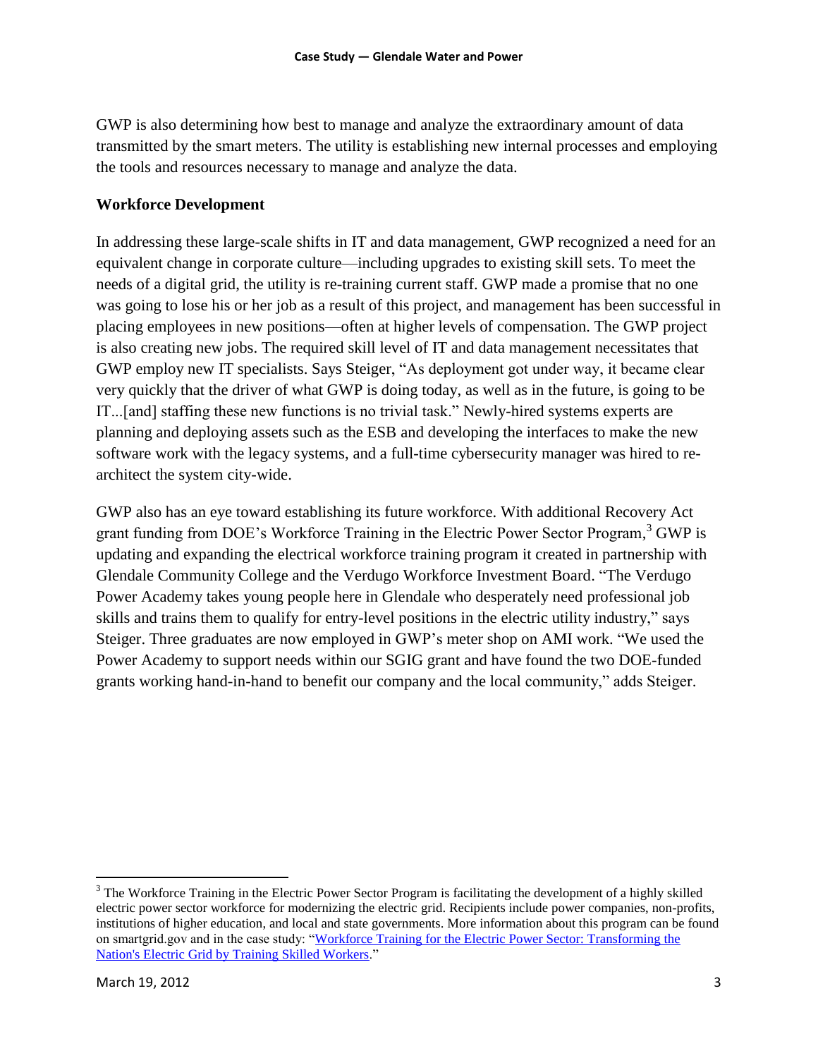GWP is also determining how best to manage and analyze the extraordinary amount of data transmitted by the smart meters. The utility is establishing new internal processes and employing the tools and resources necessary to manage and analyze the data.

## Workforce Development

In addressing these large-scale shifts in IT and data management, GWP recognized a need for an equivalent change in corporate culture—including upgrades to existing skill sets. To meet the needs of a digital grid, the utility is re-training current staff. GWP made a promise that no one was going to lose his or her job as a result of this project, and management has been successful in placing employees in new positions—often at higher levels of compensation. The GWP project is also creating new jobs. The required skill level of IT and data management necessitates that GWP employ new IT specialists. Says Steiger, "As deployment got under way, it became clear very quickly that the driver of what GWP is doing today, as well as in the future, is going to be IT...[and] staffing these new functions is no trivial task." Newly-hired systems experts are planning and deploying assets such as the ESB and developing the interfaces to make the new software work with the legacy systems, and a full-time cybersecurity manager was hired to re-architect the system city-wide.

GWP also has an eye toward establishing its future workforce. With additional Recovery Act grant funding from DOE's Workforce Training in the Electric Power Sector Program,[3] GWP is updating and expanding the electrical workforce training program it created in partnership with Glendale Community College and the Verdugo Workforce Investment Board. "The Verdugo Power Academy takes young people here in Glendale who desperately need professional job skills and trains them to qualify for entry-level positions in the electric utility industry," says Steiger. Three graduates are now employed in GWP's meter shop on AMI work. "We used the Power Academy to support needs within our SGIG grant and have found the two DOE-funded grants working hand-in-hand to benefit our company and the local community," adds Steiger.

---

[3] The Workforce Training in the Electric Power Sector Program is facilitating the development of a highly skilled electric power sector workforce for modernizing the electric grid. Recipients include power companies, non-profits, institutions of higher education, and local and state governments. More information about this program can be found on smartgrid.gov and in the case study: "Workforce Training for the Electric Power Sector: Transforming the Nation's Electric Grid by Training Skilled Workers."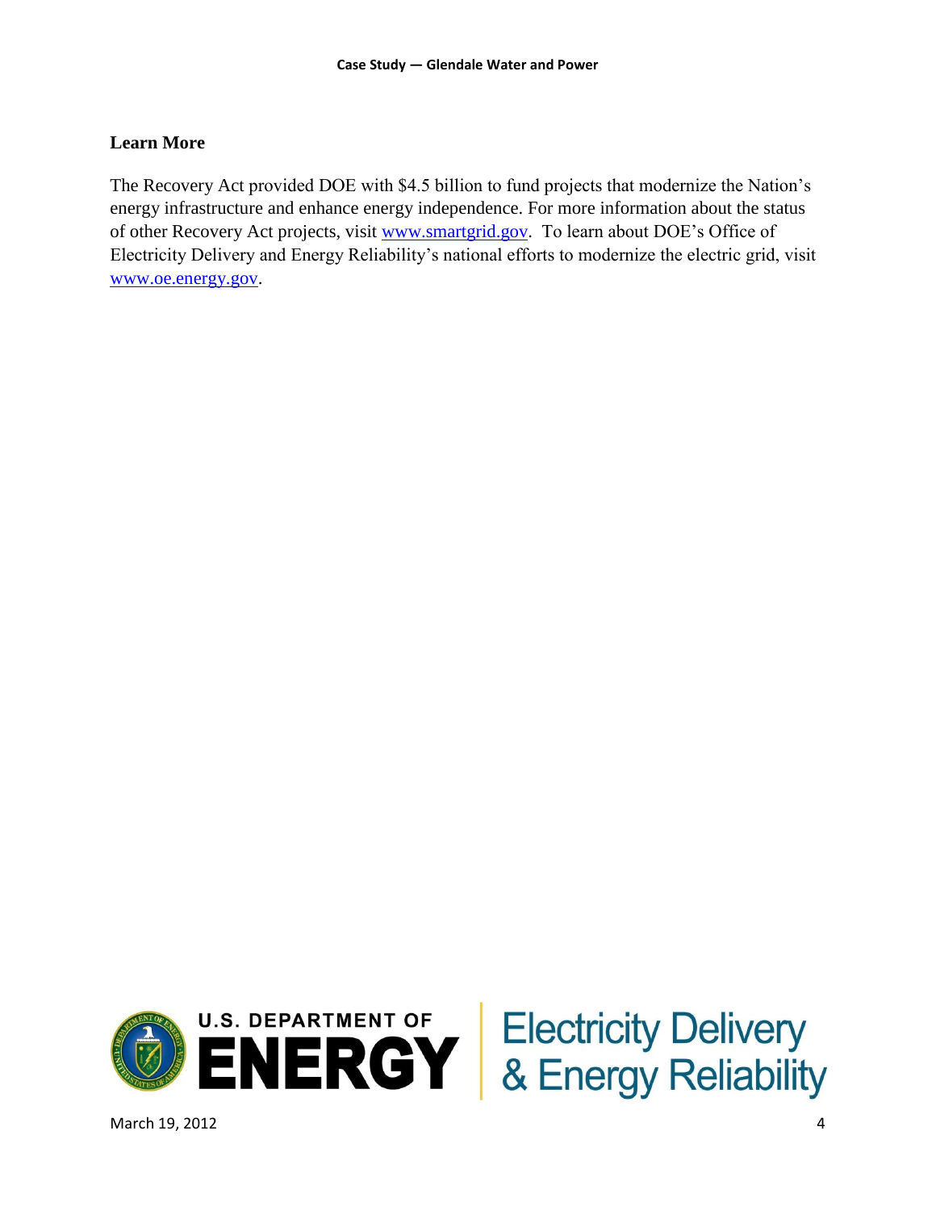## Learn More

The Recovery Act provided DOE with $4.5 billion to fund projects that modernize the Nation's energy infrastructure and enhance energy independence. For more information about the status of other Recovery Act projects, visit [www.smartgrid.gov](http://www.smartgrid.gov). To learn about DOE's Office of Electricity Delivery and Energy Reliability's national efforts to modernize the electric grid, visit [www.oe.energy.gov](http://www.oe.energy.gov).

U.S. DEPARTMENT OF ENERGY | Electricity Delivery & Energy Reliability

March 19, 2012